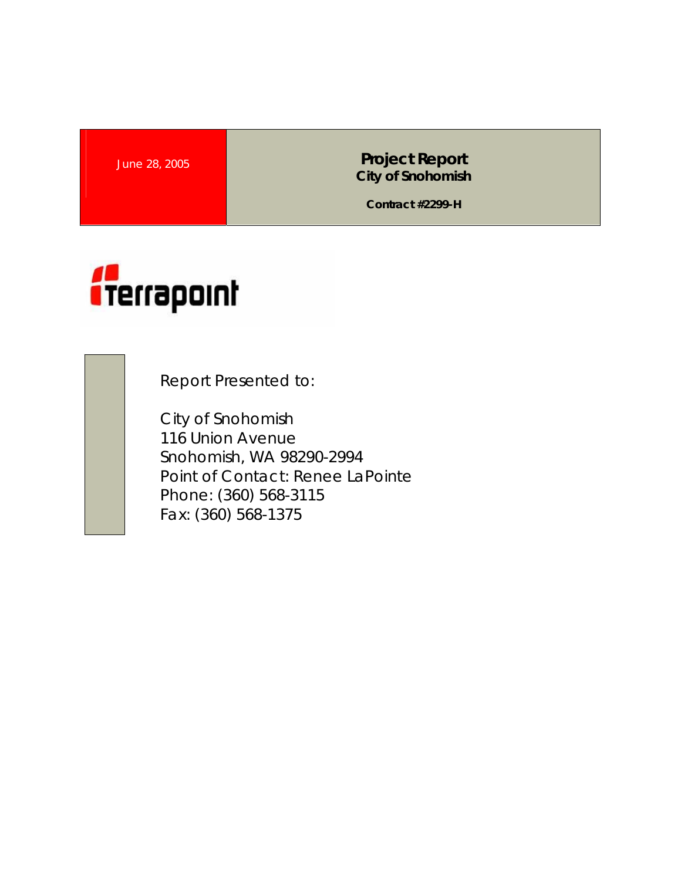June 28, 2005

# Project Report
## City of Snohomish

**Contract #2299-H**

Terrapoint

Report Presented to:

City of Snohomish
116 Union Avenue
Snohomish, WA 98290-2994
Point of Contact: Renee LaPointe
Phone: (360) 568-3115
Fax: (360) 568-1375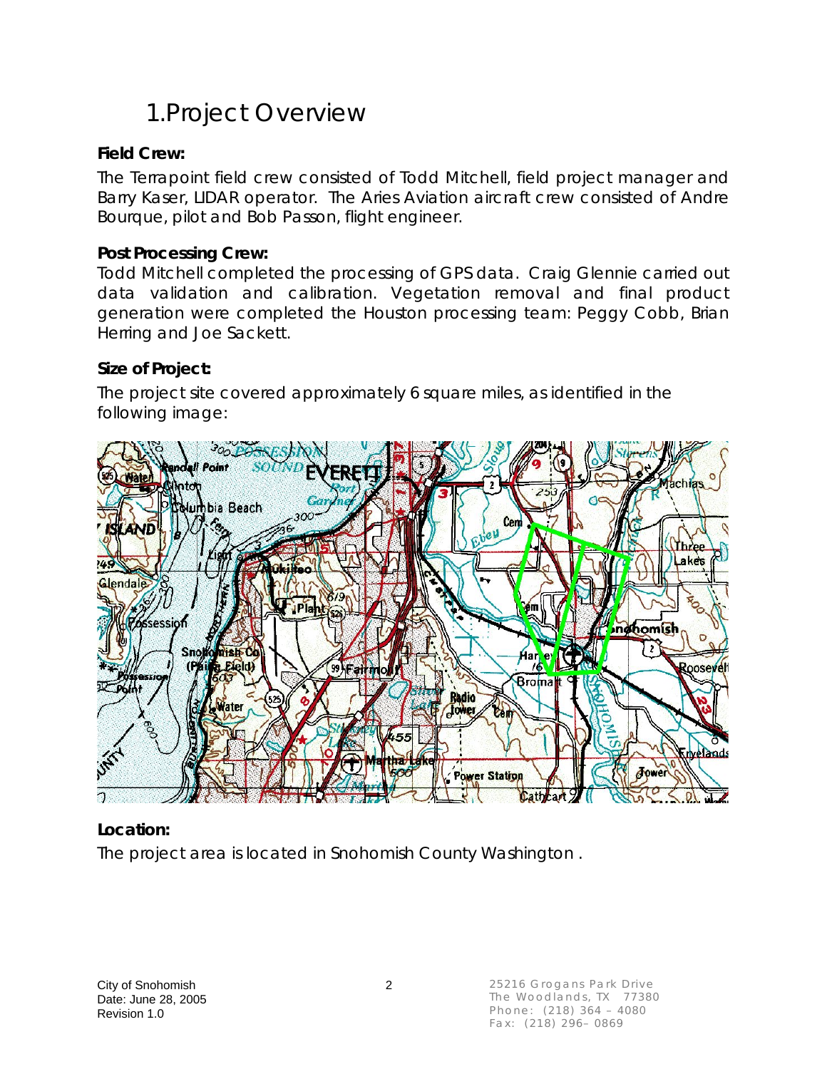# 1.Project Overview

**Field Crew:**

The Terrapoint field crew consisted of Todd Mitchell, field project manager and Barry Kaser, LIDAR operator. The Aries Aviation aircraft crew consisted of Andre Bourque, pilot and Bob Passon, flight engineer.

**Post Processing Crew:**

Todd Mitchell completed the processing of GPS data. Craig Glennie carried out data validation and calibration. Vegetation removal and final product generation were completed the Houston processing team: Peggy Cobb, Brian Herring and Joe Sackett.

**Size of Project:**

The project site covered approximately 6 square miles, as identified in the following image:

**Location:**

The project area is located in Snohomish County Washington .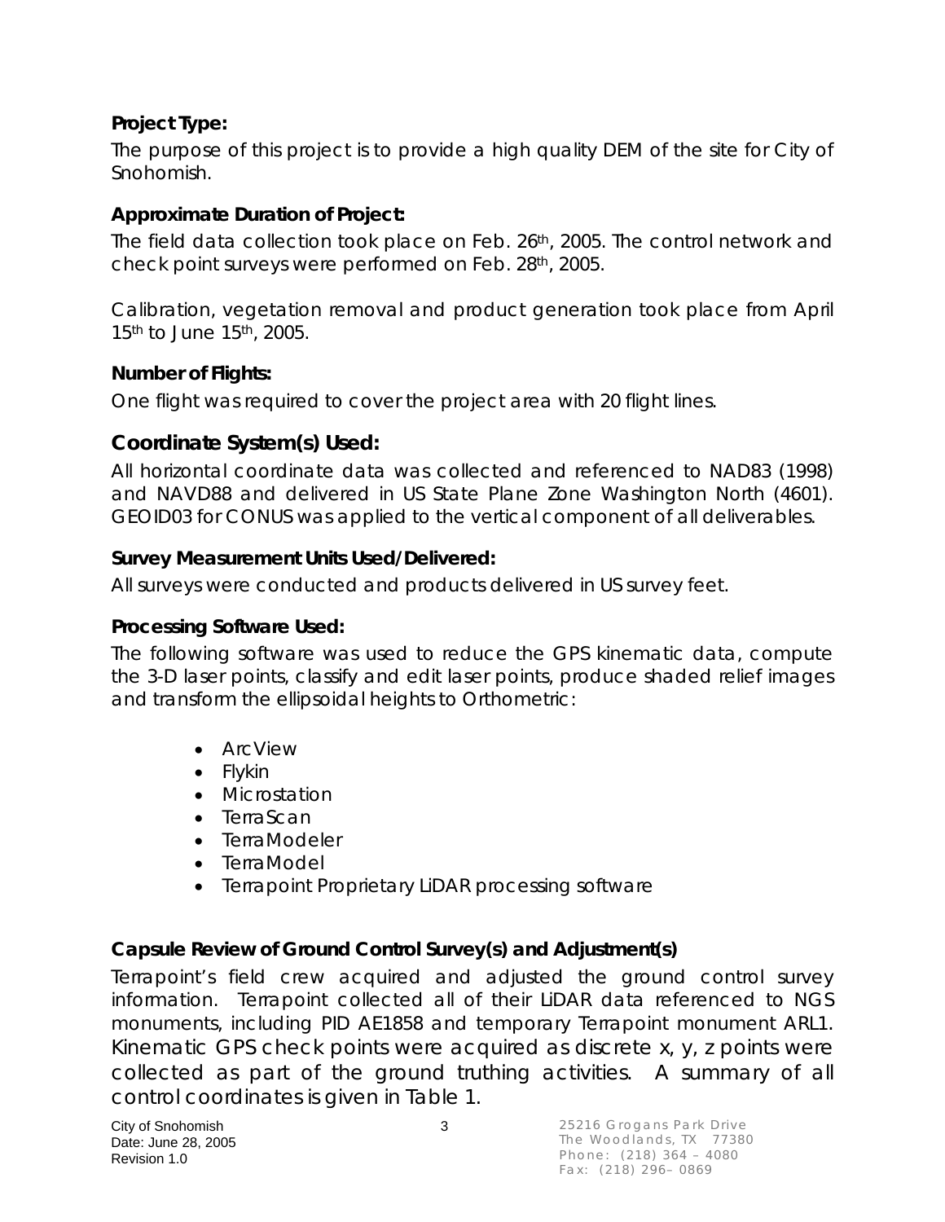### Project Type:

The purpose of this project is to provide a high quality DEM of the site for City of Snohomish.

### Approximate Duration of Project:

The field data collection took place on Feb. 26th, 2005. The control network and check point surveys were performed on Feb. 28th, 2005.

Calibration, vegetation removal and product generation took place from April 15th to June 15th, 2005.

### Number of Flights:

One flight was required to cover the project area with 20 flight lines.

## Coordinate System(s) Used:

All horizontal coordinate data was collected and referenced to NAD83 (1998) and NAVD88 and delivered in US State Plane Zone Washington North (4601). GEOID03 for CONUS was applied to the vertical component of all deliverables.

### Survey Measurement Units Used/Delivered:

All surveys were conducted and products delivered in US survey feet.

### Processing Software Used:

The following software was used to reduce the GPS kinematic data, compute the 3-D laser points, classify and edit laser points, produce shaded relief images and transform the ellipsoidal heights to Orthometric:

- ArcView
- Flykin
- Microstation
- TerraScan
- TerraModeler
- TerraModel
- Terrapoint Proprietary LiDAR processing software

### Capsule Review of Ground Control Survey(s) and Adjustment(s)

Terrapoint's field crew acquired and adjusted the ground control survey information. Terrapoint collected all of their LiDAR data referenced to NGS monuments, including PID AE1858 and temporary Terrapoint monument ARL1. Kinematic GPS check points were acquired as discrete x, y, z points were collected as part of the ground truthing activities. A summary of all control coordinates is given in Table 1.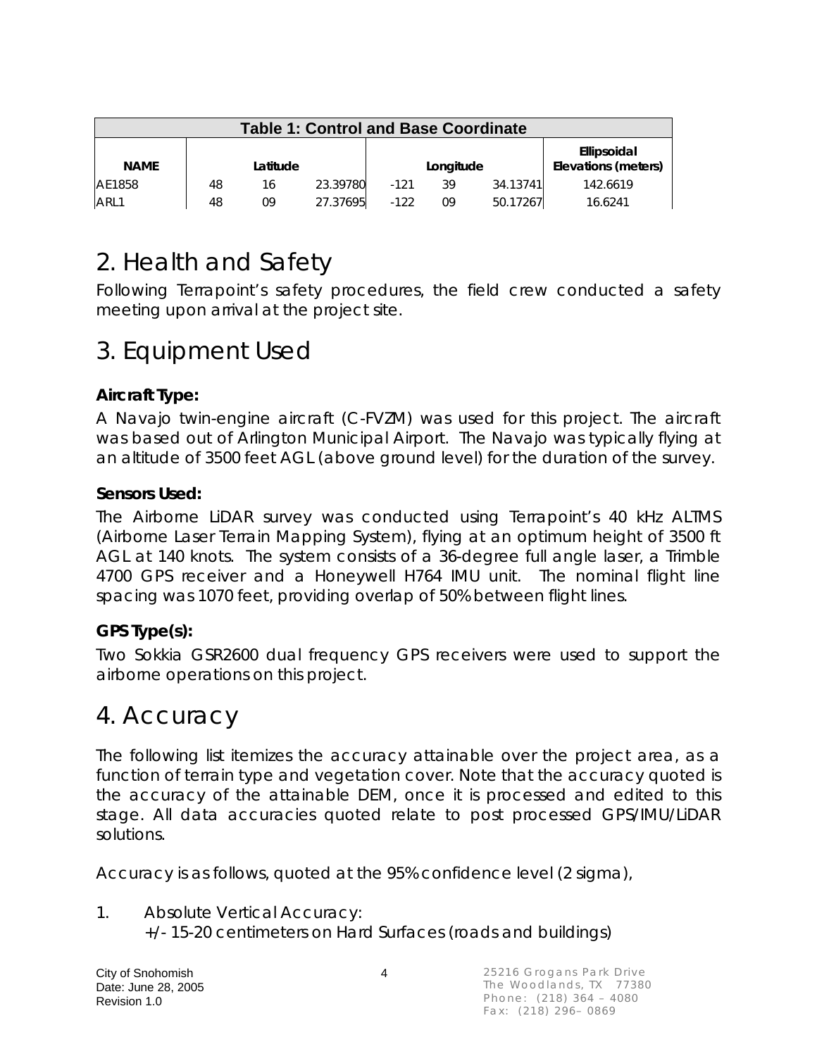| Table 1: Control and Base Coordinate | | | | | | | |
|---|---|---|---|---|---|---|---|
| **NAME** | | **Latitude** | | | **Longitude** | | **Ellipsoidal Elevations (meters)** |
| AE1858 | 48 | 16 | 23.39780 | -121 | 39 | 34.13741 | 142.6619 |
| ARL1 | 48 | 09 | 27.37695 | -122 | 09 | 50.17267 | 16.6241 |

# 2. Health and Safety

Following Terrapoint's safety procedures, the field crew conducted a safety meeting upon arrival at the project site.

# 3. Equipment Used

**Aircraft Type:**

A Navajo twin-engine aircraft (C-FVZM) was used for this project. The aircraft was based out of Arlington Municipal Airport. The Navajo was typically flying at an altitude of 3500 feet AGL (above ground level) for the duration of the survey.

**Sensors Used:**

The Airborne LiDAR survey was conducted using Terrapoint's 40 kHz ALTMS (Airborne Laser Terrain Mapping System), flying at an optimum height of 3500 ft AGL at 140 knots. The system consists of a 36-degree full angle laser, a Trimble 4700 GPS receiver and a Honeywell H764 IMU unit. The nominal flight line spacing was 1070 feet, providing overlap of 50% between flight lines.

**GPS Type(s):**

Two Sokkia GSR2600 dual frequency GPS receivers were used to support the airborne operations on this project.

# 4. Accuracy

The following list itemizes the accuracy attainable over the project area, as a function of terrain type and vegetation cover. Note that the accuracy quoted is the accuracy of the attainable DEM, once it is processed and edited to this stage. All data accuracies quoted relate to post processed GPS/IMU/LiDAR solutions.

Accuracy is as follows, quoted at the 95% confidence level (2 sigma),

1. Absolute Vertical Accuracy:
   +/- 15-20 centimeters on Hard Surfaces (roads and buildings)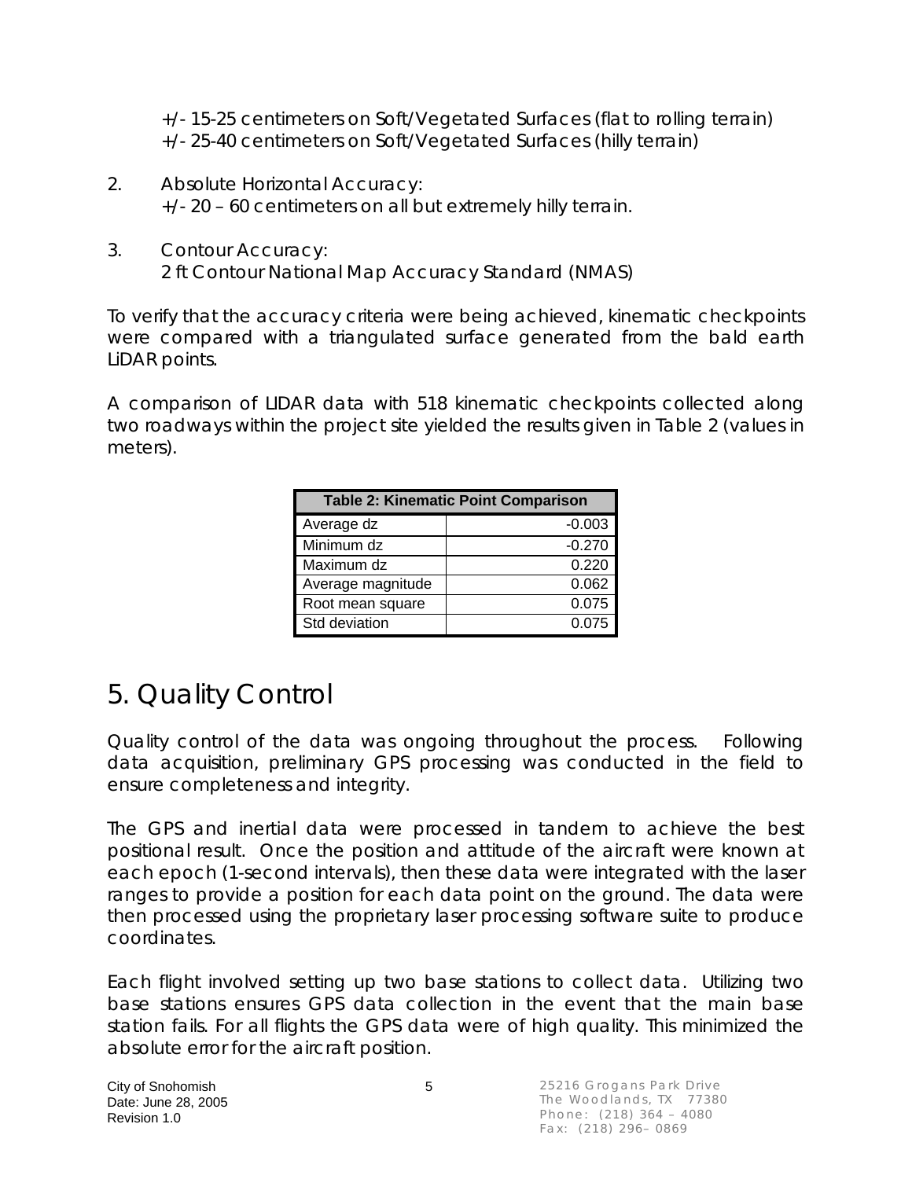+/- 15-25 centimeters on Soft/Vegetated Surfaces (flat to rolling terrain)
+/- 25-40 centimeters on Soft/Vegetated Surfaces (hilly terrain)

2. Absolute Horizontal Accuracy:
   +/- 20 – 60 centimeters on all but extremely hilly terrain.

3. Contour Accuracy:
   2 ft Contour National Map Accuracy Standard (NMAS)

To verify that the accuracy criteria were being achieved, kinematic checkpoints were compared with a triangulated surface generated from the bald earth LiDAR points.

A comparison of LIDAR data with 518 kinematic checkpoints collected along two roadways within the project site yielded the results given in Table 2 (values in meters).

| Table 2: Kinematic Point Comparison | |
|---|---|
| Average dz | -0.003 |
| Minimum dz | -0.270 |
| Maximum dz | 0.220 |
| Average magnitude | 0.062 |
| Root mean square | 0.075 |
| Std deviation | 0.075 |

# 5. Quality Control

Quality control of the data was ongoing throughout the process. Following data acquisition, preliminary GPS processing was conducted in the field to ensure completeness and integrity.

The GPS and inertial data were processed in tandem to achieve the best positional result. Once the position and attitude of the aircraft were known at each epoch (1-second intervals), then these data were integrated with the laser ranges to provide a position for each data point on the ground. The data were then processed using the proprietary laser processing software suite to produce coordinates.

Each flight involved setting up two base stations to collect data. Utilizing two base stations ensures GPS data collection in the event that the main base station fails. For all flights the GPS data were of high quality. This minimized the absolute error for the aircraft position.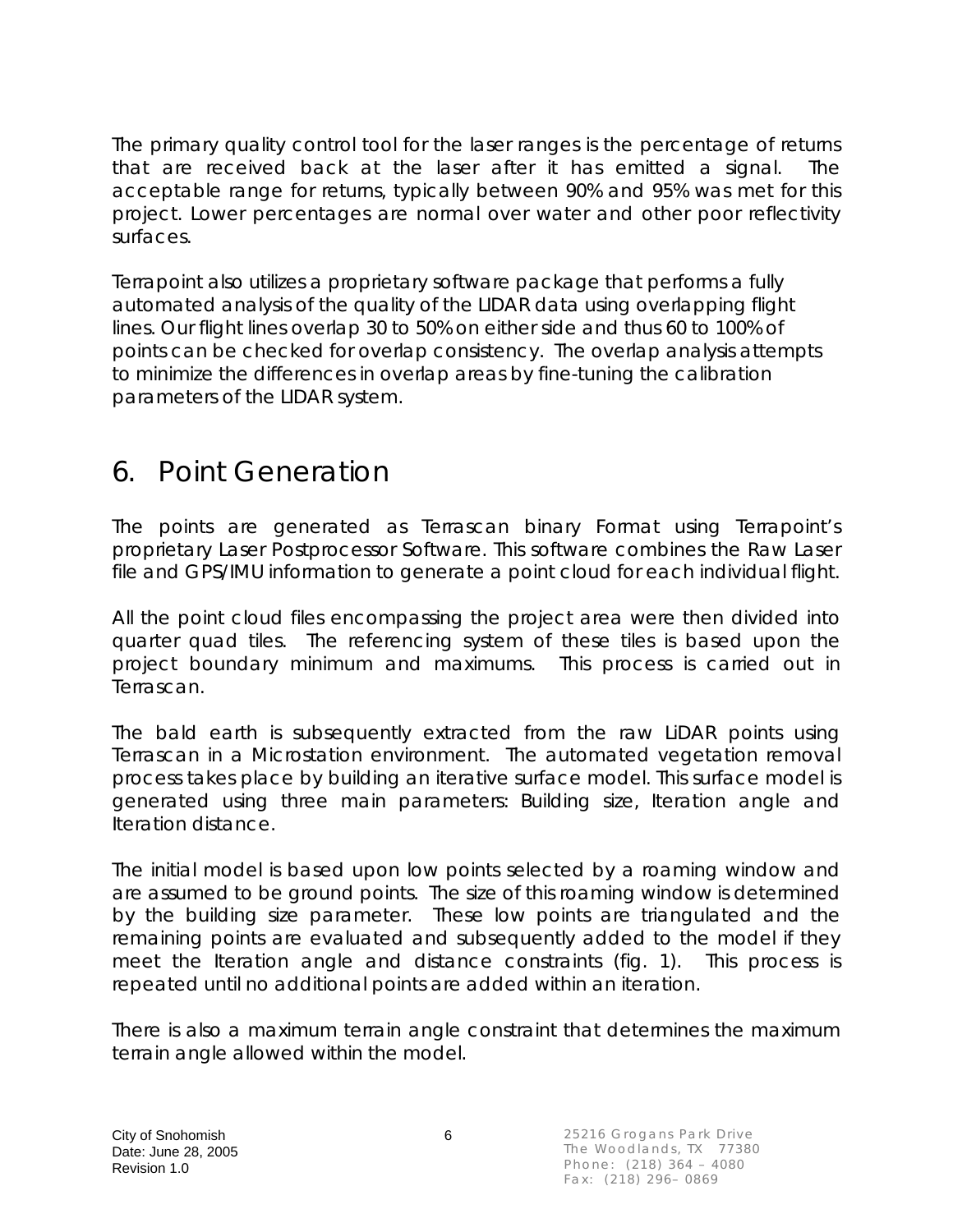The primary quality control tool for the laser ranges is the percentage of returns that are received back at the laser after it has emitted a signal. The acceptable range for returns, typically between 90% and 95% was met for this project. Lower percentages are normal over water and other poor reflectivity surfaces.

Terrapoint also utilizes a proprietary software package that performs a fully automated analysis of the quality of the LIDAR data using overlapping flight lines. Our flight lines overlap 30 to 50% on either side and thus 60 to 100% of points can be checked for overlap consistency. The overlap analysis attempts to minimize the differences in overlap areas by fine-tuning the calibration parameters of the LIDAR system.

# 6. Point Generation

The points are generated as Terrascan binary Format using Terrapoint's proprietary Laser Postprocessor Software. This software combines the Raw Laser file and GPS/IMU information to generate a point cloud for each individual flight.

All the point cloud files encompassing the project area were then divided into quarter quad tiles. The referencing system of these tiles is based upon the project boundary minimum and maximums. This process is carried out in Terrascan.

The bald earth is subsequently extracted from the raw LiDAR points using Terrascan in a Microstation environment. The automated vegetation removal process takes place by building an iterative surface model. This surface model is generated using three main parameters: Building size, Iteration angle and Iteration distance.

The initial model is based upon low points selected by a roaming window and are assumed to be ground points. The size of this roaming window is determined by the building size parameter. These low points are triangulated and the remaining points are evaluated and subsequently added to the model if they meet the Iteration angle and distance constraints (fig. 1). This process is repeated until no additional points are added within an iteration.

There is also a maximum terrain angle constraint that determines the maximum terrain angle allowed within the model.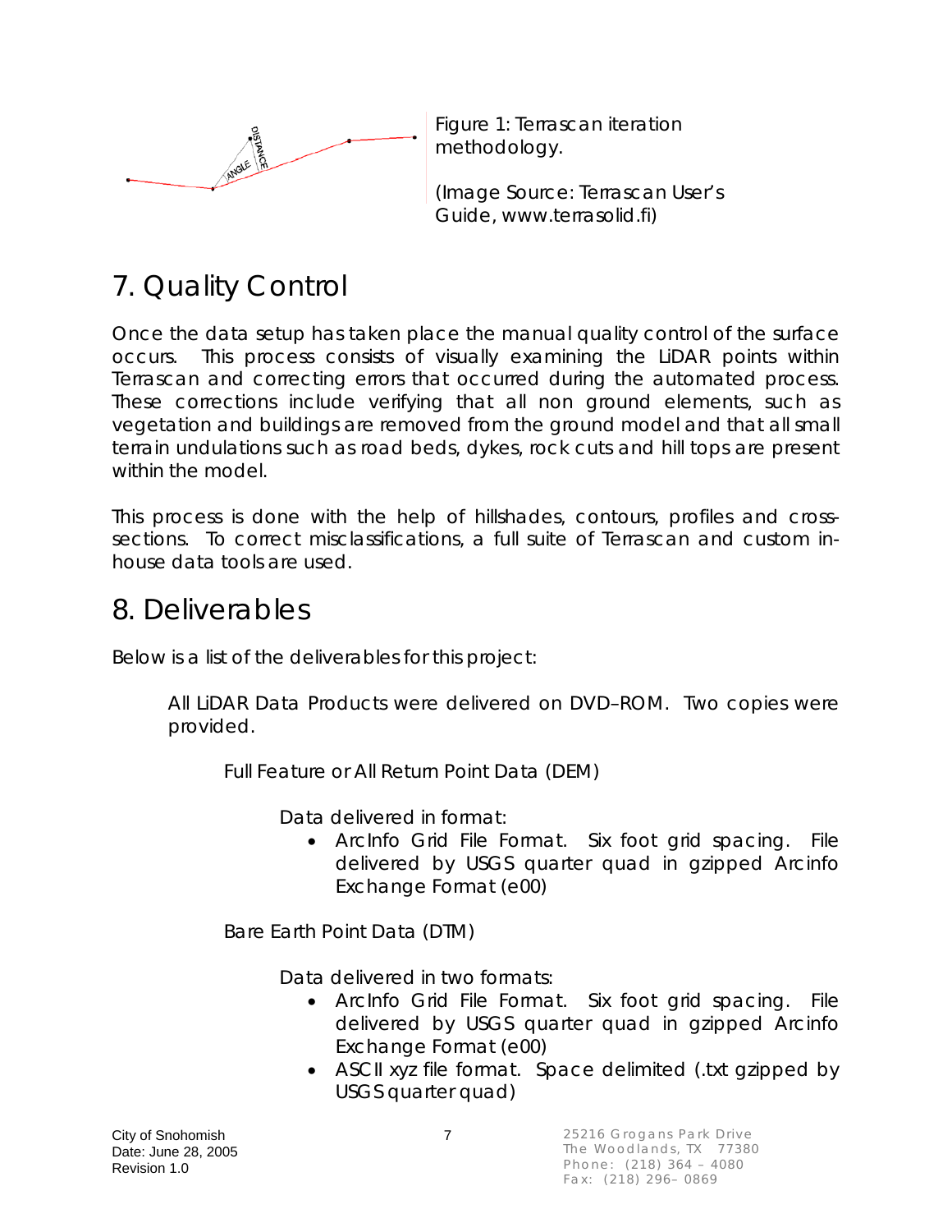Figure 1: Terrascan iteration methodology.

(Image Source: Terrascan User's Guide, www.terrasolid.fi)

# 7. Quality Control

Once the data setup has taken place the manual quality control of the surface occurs. This process consists of visually examining the LiDAR points within Terrascan and correcting errors that occurred during the automated process. These corrections include verifying that all non ground elements, such as vegetation and buildings are removed from the ground model and that all small terrain undulations such as road beds, dykes, rock cuts and hill tops are present within the model.

This process is done with the help of hillshades, contours, profiles and cross-sections. To correct misclassifications, a full suite of Terrascan and custom in-house data tools are used.

# 8. Deliverables

Below is a list of the deliverables for this project:

All LiDAR Data Products were delivered on DVD–ROM. Two copies were provided.

Full Feature or All Return Point Data (DEM)

Data delivered in format:

- ArcInfo Grid File Format. Six foot grid spacing. File delivered by USGS quarter quad in gzipped Arcinfo Exchange Format (e00)

Bare Earth Point Data (DTM)

Data delivered in two formats:

- ArcInfo Grid File Format. Six foot grid spacing. File delivered by USGS quarter quad in gzipped Arcinfo Exchange Format (e00)
- ASCII xyz file format. Space delimited (.txt gzipped by USGS quarter quad)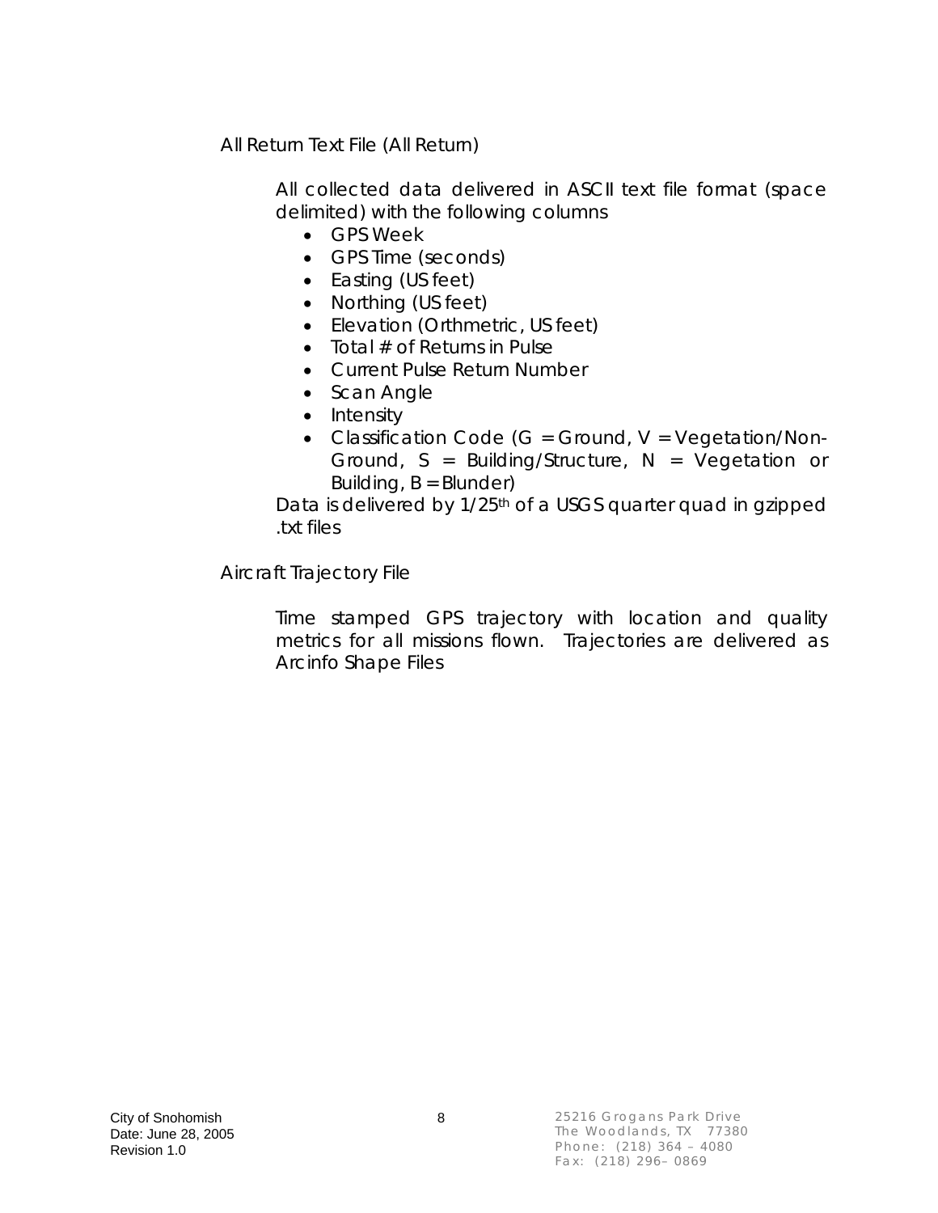All Return Text File (All Return)

All collected data delivered in ASCII text file format (space delimited) with the following columns

- GPS Week
- GPS Time (seconds)
- Easting (US feet)
- Northing (US feet)
- Elevation (Orthmetric, US feet)
- Total # of Returns in Pulse
- Current Pulse Return Number
- Scan Angle
- Intensity
- Classification Code (G = Ground, V = Vegetation/Non-Ground, S = Building/Structure, N = Vegetation or Building, B = Blunder)

Data is delivered by 1/25th of a USGS quarter quad in gzipped .txt files

Aircraft Trajectory File

Time stamped GPS trajectory with location and quality metrics for all missions flown. Trajectories are delivered as Arcinfo Shape Files